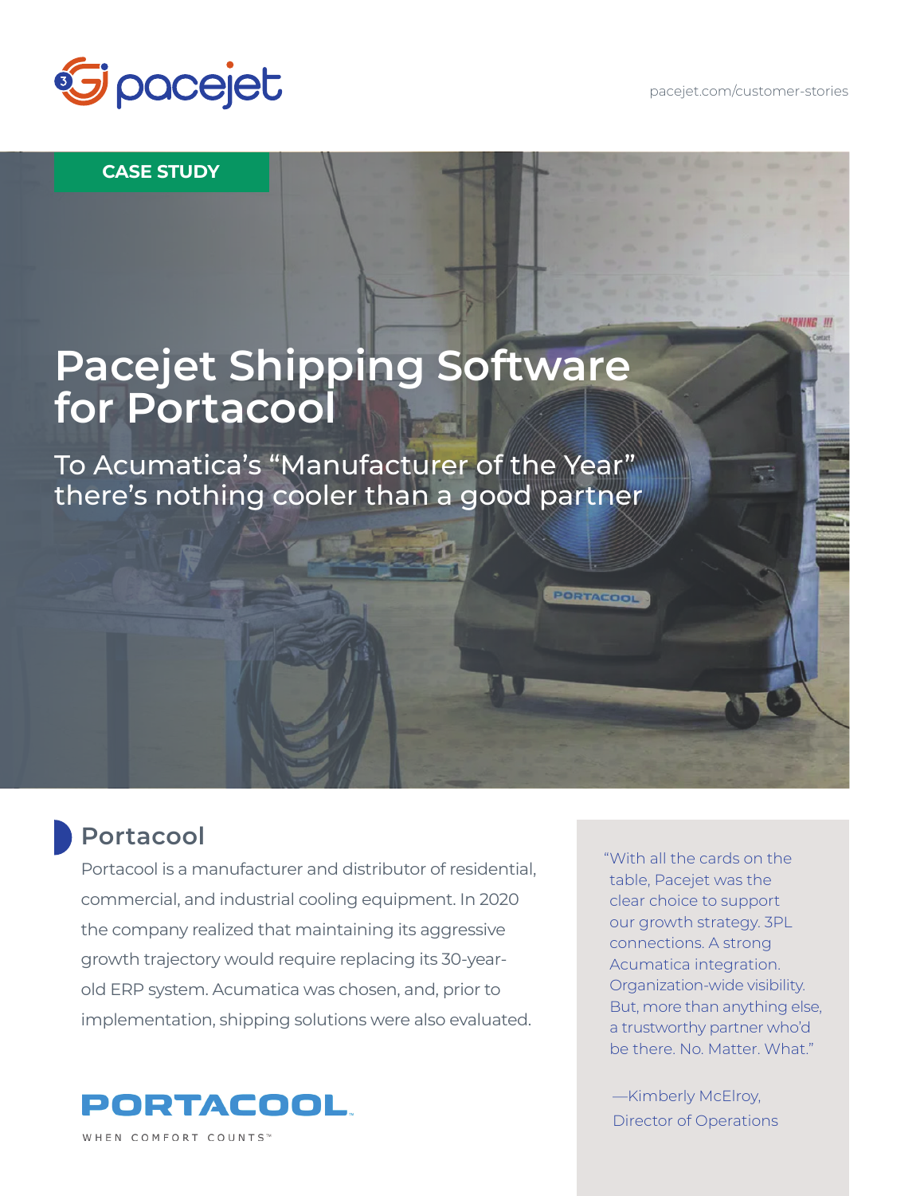pacejet

pacejet.com/customer-stories

CASE STUDY

# Pacejet Shipping Software for Portacool

To Acumatica's "Manufacturer of the Year" there's nothing cooler than a good partner

## Portacool

Portacool is a manufacturer and distributor of residential, commercial, and industrial cooling equipment. In 2020 the company realized that maintaining its aggressive growth trajectory would require replacing its 30-year-old ERP system. Acumatica was chosen, and, prior to implementation, shipping solutions were also evaluated.

PORTACOOL

WHEN COMFORT COUNTS™

"With all the cards on the table, Pacejet was the clear choice to support our growth strategy. 3PL connections. A strong Acumatica integration. Organization-wide visibility. But, more than anything else, a trustworthy partner who'd be there. No. Matter. What."

—Kimberly McElroy, Director of Operations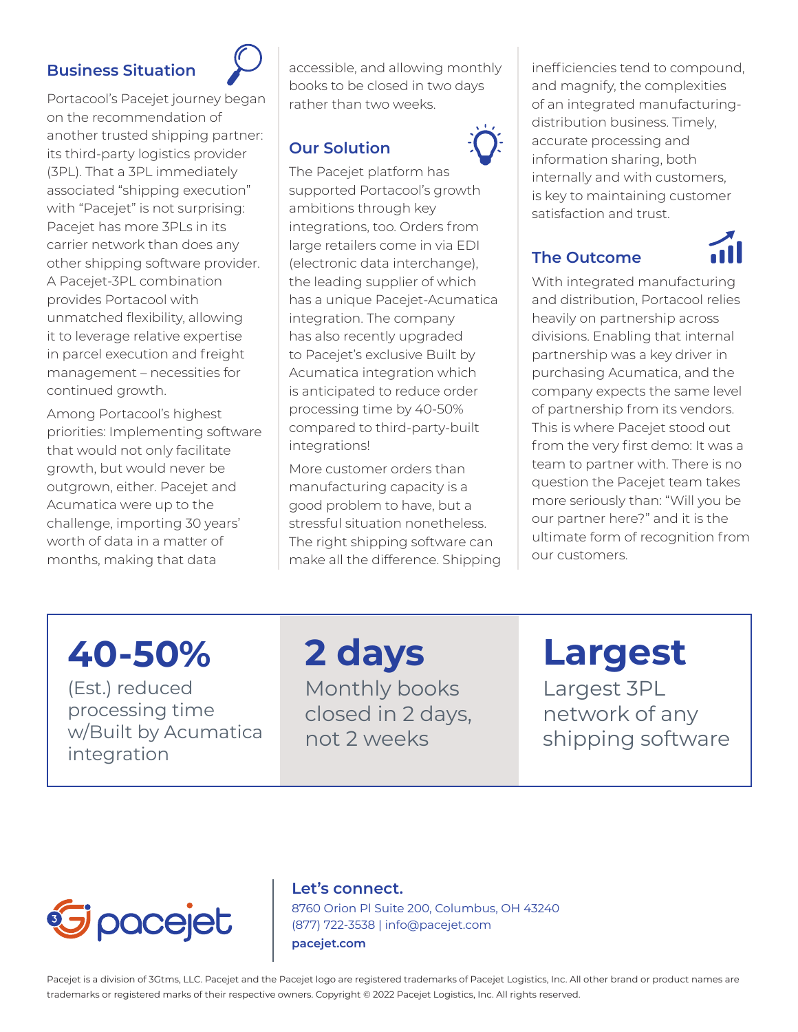## Business Situation

Portacool's Pacejet journey began on the recommendation of another trusted shipping partner: its third-party logistics provider (3PL). That a 3PL immediately associated "shipping execution" with "Pacejet" is not surprising: Pacejet has more 3PLs in its carrier network than does any other shipping software provider. A Pacejet-3PL combination provides Portacool with unmatched flexibility, allowing it to leverage relative expertise in parcel execution and freight management – necessities for continued growth.

Among Portacool's highest priorities: Implementing software that would not only facilitate growth, but would never be outgrown, either. Pacejet and Acumatica were up to the challenge, importing 30 years' worth of data in a matter of months, making that data accessible, and allowing monthly books to be closed in two days rather than two weeks.

## Our Solution

The Pacejet platform has supported Portacool's growth ambitions through key integrations, too. Orders from large retailers come in via EDI (electronic data interchange), the leading supplier of which has a unique Pacejet-Acumatica integration. The company has also recently upgraded to Pacejet's exclusive Built by Acumatica integration which is anticipated to reduce order processing time by 40-50% compared to third-party-built integrations!

More customer orders than manufacturing capacity is a good problem to have, but a stressful situation nonetheless. The right shipping software can make all the difference. Shipping inefficiencies tend to compound, and magnify, the complexities of an integrated manufacturing-distribution business. Timely, accurate processing and information sharing, both internally and with customers, is key to maintaining customer satisfaction and trust.

## The Outcome

With integrated manufacturing and distribution, Portacool relies heavily on partnership across divisions. Enabling that internal partnership was a key driver in purchasing Acumatica, and the company expects the same level of partnership from its vendors. This is where Pacejet stood out from the very first demo: It was a team to partner with. There is no question the Pacejet team takes more seriously than: "Will you be our partner here?" and it is the ultimate form of recognition from our customers.

**40-50%**
(Est.) reduced processing time w/Built by Acumatica integration

**2 days**
Monthly books closed in 2 days, not 2 weeks

**Largest**
Largest 3PL network of any shipping software

pacejet

**Let's connect.**
8760 Orion Pl Suite 200, Columbus, OH 43240
(877) 722-3538 | info@pacejet.com
**pacejet.com**

Pacejet is a division of 3Gtms, LLC. Pacejet and the Pacejet logo are registered trademarks of Pacejet Logistics, Inc. All other brand or product names are trademarks or registered marks of their respective owners. Copyright © 2022 Pacejet Logistics, Inc. All rights reserved.